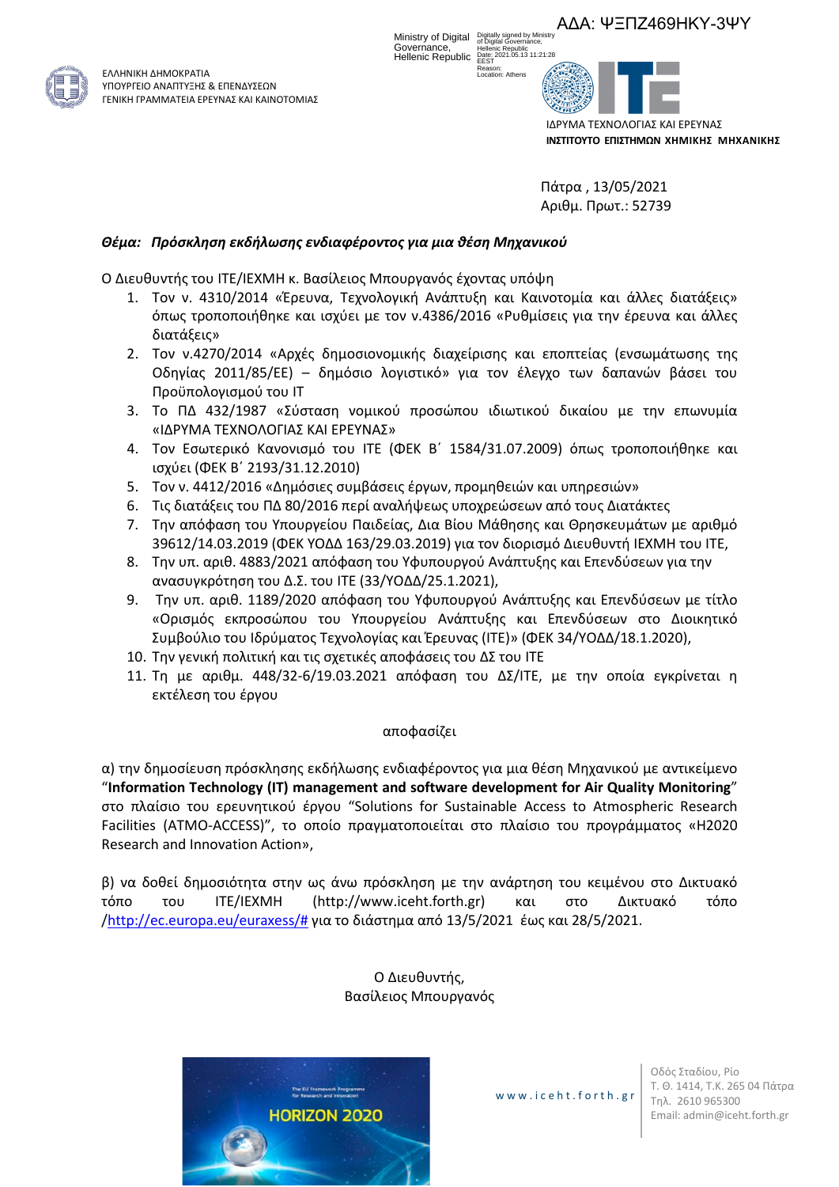ΑΔΑ: ΨΞΠΖ469ΗΚΥ-3ΨΥ

ΕΛΛΗΝΙΚΗ ΔΗΜΟΚΡΑΤΙΑ
ΥΠΟΥΡΓΕΙΟ ΑΝΑΠΤΥΞΗΣ & ΕΠΕΝΔΥΣΕΩΝ
ΓΕΝΙΚΗ ΓΡΑΜΜΑΤΕΙΑ ΕΡΕΥΝΑΣ ΚΑΙ ΚΑΙΝΟΤΟΜΙΑΣ

Ministry of Digital Governance, Hellenic Republic

Digitally signed by Ministry of Digital Governance, Hellenic Republic
Date: 2021.05.13 11:21:28 EEST
Reason:
Location: Athens

ΙΔΡΥΜΑ ΤΕΧΝΟΛΟΓΙΑΣ ΚΑΙ ΕΡΕΥΝΑΣ
**ΙΝΣΤΙΤΟΥΤΟ ΕΠΙΣΤΗΜΩΝ ΧΗΜΙΚΗΣ ΜΗΧΑΝΙΚΗΣ**

Πάτρα , 13/05/2021
Αριθμ. Πρωτ.: 52739

***Θέμα: Πρόσκληση εκδήλωσης ενδιαφέροντος για μια θέση Μηχανικού***

Ο Διευθυντής του ΙΤΕ/ΙΕΧΜΗ κ. Βασίλειος Μπουργανός έχοντας υπόψη

1. Τον ν. 4310/2014 «Έρευνα, Τεχνολογική Ανάπτυξη και Καινοτομία και άλλες διατάξεις» όπως τροποποιήθηκε και ισχύει με τον ν.4386/2016 «Ρυθμίσεις για την έρευνα και άλλες διατάξεις»
2. Τον ν.4270/2014 «Αρχές δημοσιονομικής διαχείρισης και εποπτείας (ενσωμάτωσης της Οδηγίας 2011/85/ΕΕ) – δημόσιο λογιστικό» για τον έλεγχο των δαπανών βάσει του Προϋπολογισμού του ΙΤ
3. Το ΠΔ 432/1987 «Σύσταση νομικού προσώπου ιδιωτικού δικαίου με την επωνυμία «ΙΔΡΥΜΑ ΤΕΧΝΟΛΟΓΙΑΣ ΚΑΙ ΕΡΕΥΝΑΣ»
4. Τον Εσωτερικό Κανονισμό του ΙΤΕ (ΦΕΚ Β΄ 1584/31.07.2009) όπως τροποποιήθηκε και ισχύει (ΦΕΚ Β΄ 2193/31.12.2010)
5. Τον ν. 4412/2016 «Δημόσιες συμβάσεις έργων, προμηθειών και υπηρεσιών»
6. Τις διατάξεις του ΠΔ 80/2016 περί αναλήψεως υποχρεώσεων από τους Διατάκτες
7. Την απόφαση του Υπουργείου Παιδείας, Δια Βίου Μάθησης και Θρησκευμάτων με αριθμό 39612/14.03.2019 (ΦΕΚ ΥΟΔΔ 163/29.03.2019) για τον διορισμό Διευθυντή ΙΕΧΜΗ του ΙΤΕ,
8. Την υπ. αριθ. 4883/2021 απόφαση του Υφυπουργού Ανάπτυξης και Επενδύσεων για την ανασυγκρότηση του Δ.Σ. του ΙΤΕ (33/ΥΟΔΔ/25.1.2021),
9. Την υπ. αριθ. 1189/2020 απόφαση του Υφυπουργού Ανάπτυξης και Επενδύσεων με τίτλο «Ορισμός εκπροσώπου του Υπουργείου Ανάπτυξης και Επενδύσεων στο Διοικητικό Συμβούλιο του Ιδρύματος Τεχνολογίας και Έρευνας (ΙΤΕ)» (ΦΕΚ 34/ΥΟΔΔ/18.1.2020),
10. Την γενική πολιτική και τις σχετικές αποφάσεις του ΔΣ του ΙΤΕ
11. Τη με αριθμ. 448/32-6/19.03.2021 απόφαση του ΔΣ/ΙΤΕ, με την οποία εγκρίνεται η εκτέλεση του έργου

αποφασίζει

α) την δημοσίευση πρόσκλησης εκδήλωσης ενδιαφέροντος για μια θέση Μηχανικού με αντικείμενο “**Information Technology (IT) management and software development for Air Quality Monitoring**” στο πλαίσιο του ερευνητικού έργου “Solutions for Sustainable Access to Atmospheric Research Facilities (ATMO-ACCESS)”, το οποίο πραγματοποιείται στο πλαίσιο του προγράμματος «H2020 Research and Innovation Action»,

β) να δοθεί δημοσιότητα στην ως άνω πρόσκληση με την ανάρτηση του κειμένου στο Δικτυακό τόπο του ΙΤΕ/ΙΕΧΜΗ (http://www.iceht.forth.gr) και στο Δικτυακό τόπο /http://ec.europa.eu/euraxess/# για το διάστημα από 13/5/2021 έως και 28/5/2021.

Ο Διευθυντής,
Βασίλειος Μπουργανός

www.iceht.forth.gr

Οδός Σταδίου, Ρίο
Τ. Θ. 1414, Τ.Κ. 265 04 Πάτρα
Τηλ. 2610 965300
Email: admin@iceht.forth.gr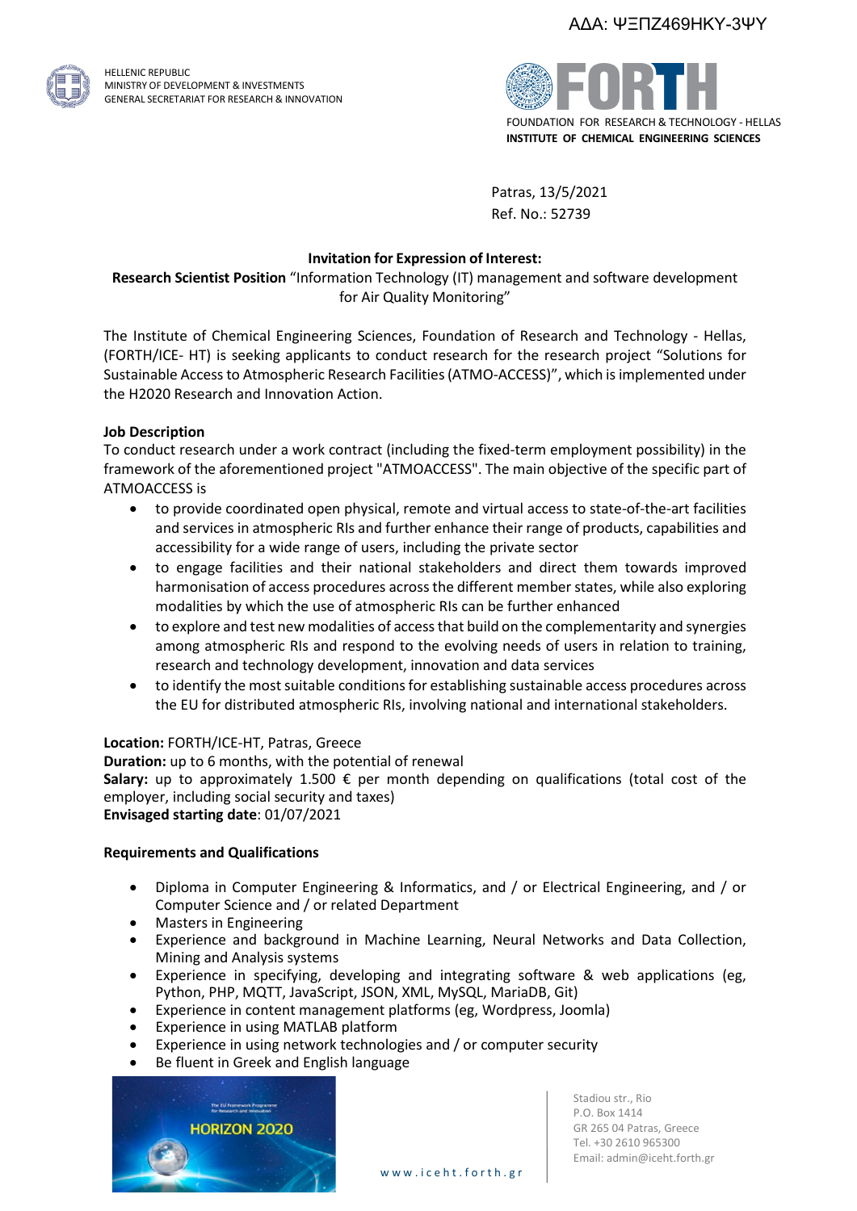ΑΔΑ: ΨΞΠΖ469ΗΚΥ-3ΨΥ

HELLENIC REPUBLIC
MINISTRY OF DEVELOPMENT & INVESTMENTS
GENERAL SECRETARIAT FOR RESEARCH & INNOVATION

FOUNDATION FOR RESEARCH & TECHNOLOGY - HELLAS
**INSTITUTE OF CHEMICAL ENGINEERING SCIENCES**

Patras, 13/5/2021
Ref. No.: 52739

**Invitation for Expression of Interest:**
**Research Scientist Position** "Information Technology (IT) management and software development for Air Quality Monitoring"

The Institute of Chemical Engineering Sciences, Foundation of Research and Technology - Hellas, (FORTH/ICE- HT) is seeking applicants to conduct research for the research project "Solutions for Sustainable Access to Atmospheric Research Facilities (ATMO-ACCESS)", which is implemented under the H2020 Research and Innovation Action.

**Job Description**
To conduct research under a work contract (including the fixed-term employment possibility) in the framework of the aforementioned project "ATMOACCESS". The main objective of the specific part of ATMOACCESS is

- to provide coordinated open physical, remote and virtual access to state-of-the-art facilities and services in atmospheric RIs and further enhance their range of products, capabilities and accessibility for a wide range of users, including the private sector
- to engage facilities and their national stakeholders and direct them towards improved harmonisation of access procedures across the different member states, while also exploring modalities by which the use of atmospheric RIs can be further enhanced
- to explore and test new modalities of access that build on the complementarity and synergies among atmospheric RIs and respond to the evolving needs of users in relation to training, research and technology development, innovation and data services
- to identify the most suitable conditions for establishing sustainable access procedures across the EU for distributed atmospheric RIs, involving national and international stakeholders.

**Location:** FORTH/ICE-HT, Patras, Greece
**Duration:** up to 6 months, with the potential of renewal
**Salary:** up to approximately 1.500 € per month depending on qualifications (total cost of the employer, including social security and taxes)
**Envisaged starting date**: 01/07/2021

**Requirements and Qualifications**

- Diploma in Computer Engineering & Informatics, and / or Electrical Engineering, and / or Computer Science and / or related Department
- Masters in Engineering
- Experience and background in Machine Learning, Neural Networks and Data Collection, Mining and Analysis systems
- Experience in specifying, developing and integrating software & web applications (eg, Python, PHP, MQTT, JavaScript, JSON, XML, MySQL, MariaDB, Git)
- Experience in content management platforms (eg, Wordpress, Joomla)
- Experience in using MATLAB platform
- Experience in using network technologies and / or computer security
- Be fluent in Greek and English language

HORIZON 2020

www.iceht.forth.gr

Stadiou str., Rio
P.O. Box 1414
GR 265 04 Patras, Greece
Tel. +30 2610 965300
Email: admin@iceht.forth.gr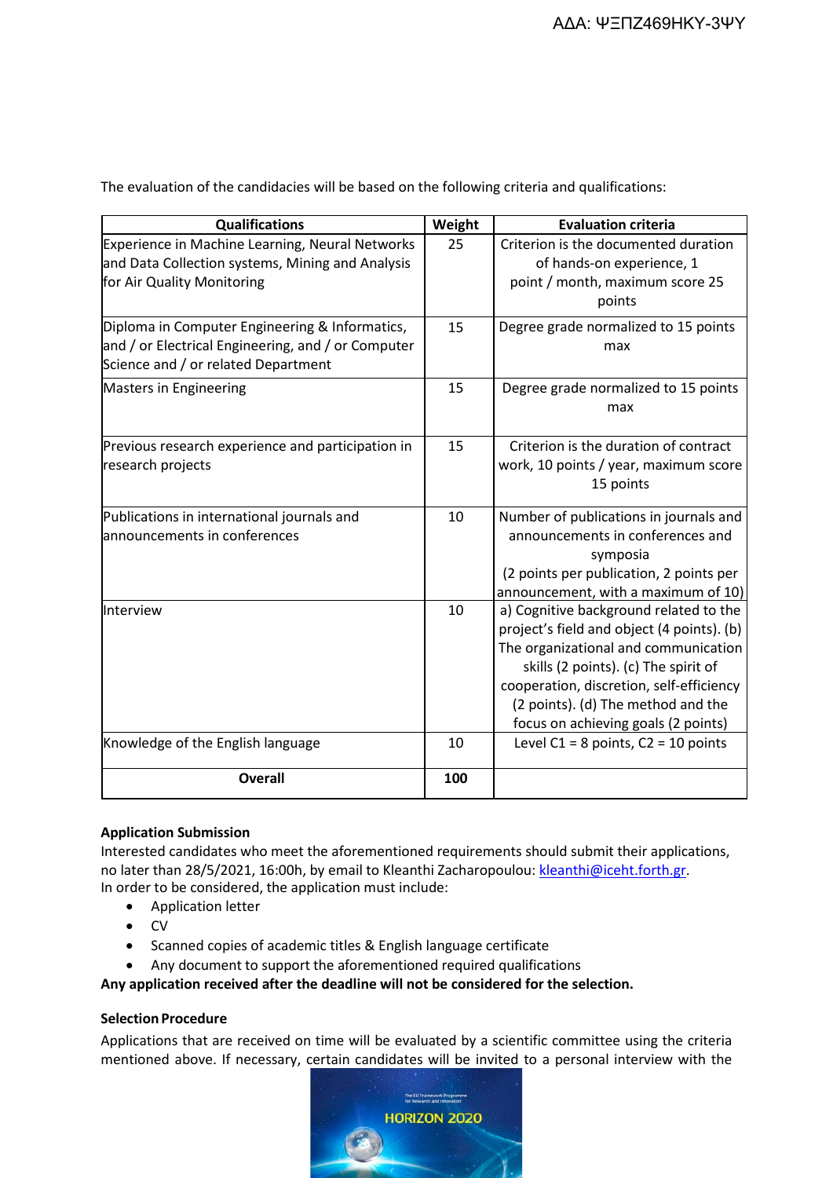The evaluation of the candidacies will be based on the following criteria and qualifications:

| Qualifications | Weight | Evaluation criteria |
| --- | --- | --- |
| Experience in Machine Learning, Neural Networks and Data Collection systems, Mining and Analysis for Air Quality Monitoring | 25 | Criterion is the documented duration of hands-on experience, 1 point / month, maximum score 25 points |
| Diploma in Computer Engineering & Informatics, and / or Electrical Engineering, and / or Computer Science and / or related Department | 15 | Degree grade normalized to 15 points max |
| Masters in Engineering | 15 | Degree grade normalized to 15 points max |
| Previous research experience and participation in research projects | 15 | Criterion is the duration of contract work, 10 points / year, maximum score 15 points |
| Publications in international journals and announcements in conferences | 10 | Number of publications in journals and announcements in conferences and symposia (2 points per publication, 2 points per announcement, with a maximum of 10) |
| Interview | 10 | a) Cognitive background related to the project's field and object (4 points). (b) The organizational and communication skills (2 points). (c) The spirit of cooperation, discretion, self-efficiency (2 points). (d) The method and the focus on achieving goals (2 points) |
| Knowledge of the English language | 10 | Level C1 = 8 points, C2 = 10 points |
| **Overall** | **100** | |

**Application Submission**

Interested candidates who meet the aforementioned requirements should submit their applications, no later than 28/5/2021, 16:00h, by email to Kleanthi Zacharopoulou: kleanthi@iceht.forth.gr.
In order to be considered, the application must include:

- Application letter
- CV
- Scanned copies of academic titles & English language certificate
- Any document to support the aforementioned required qualifications

**Any application received after the deadline will not be considered for the selection.**

**Selection Procedure**

Applications that are received on time will be evaluated by a scientific committee using the criteria mentioned above. If necessary, certain candidates will be invited to a personal interview with the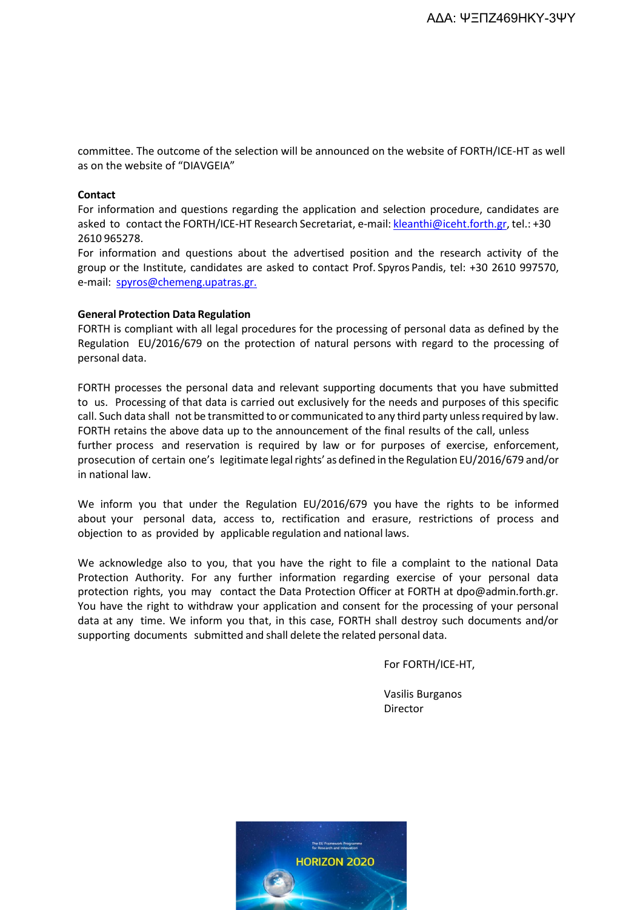committee. The outcome of the selection will be announced on the website of FORTH/ICE-HT as well as on the website of "DIAVGEIA"

**Contact**

For information and questions regarding the application and selection procedure, candidates are asked to contact the FORTH/ICE-HT Research Secretariat, e-mail: kleanthi@iceht.forth.gr, tel.: +30 2610 965278.

For information and questions about the advertised position and the research activity of the group or the Institute, candidates are asked to contact Prof. Spyros Pandis, tel: +30 2610 997570, e-mail: spyros@chemeng.upatras.gr.

**General Protection Data Regulation**

FORTH is compliant with all legal procedures for the processing of personal data as defined by the Regulation EU/2016/679 on the protection of natural persons with regard to the processing of personal data.

FORTH processes the personal data and relevant supporting documents that you have submitted to us. Processing of that data is carried out exclusively for the needs and purposes of this specific call. Such data shall not be transmitted to or communicated to any third party unless required by law. FORTH retains the above data up to the announcement of the final results of the call, unless further process and reservation is required by law or for purposes of exercise, enforcement, prosecution of certain one's legitimate legal rights' as defined in the Regulation EU/2016/679 and/or in national law.

We inform you that under the Regulation EU/2016/679 you have the rights to be informed about your personal data, access to, rectification and erasure, restrictions of process and objection to as provided by applicable regulation and national laws.

We acknowledge also to you, that you have the right to file a complaint to the national Data Protection Authority. For any further information regarding exercise of your personal data protection rights, you may contact the Data Protection Officer at FORTH at dpo@admin.forth.gr. You have the right to withdraw your application and consent for the processing of your personal data at any time. We inform you that, in this case, FORTH shall destroy such documents and/or supporting documents submitted and shall delete the related personal data.

For FORTH/ICE-HT,

Vasilis Burganos
Director

The EU Framework Programme for Research and Innovation
HORIZON 2020